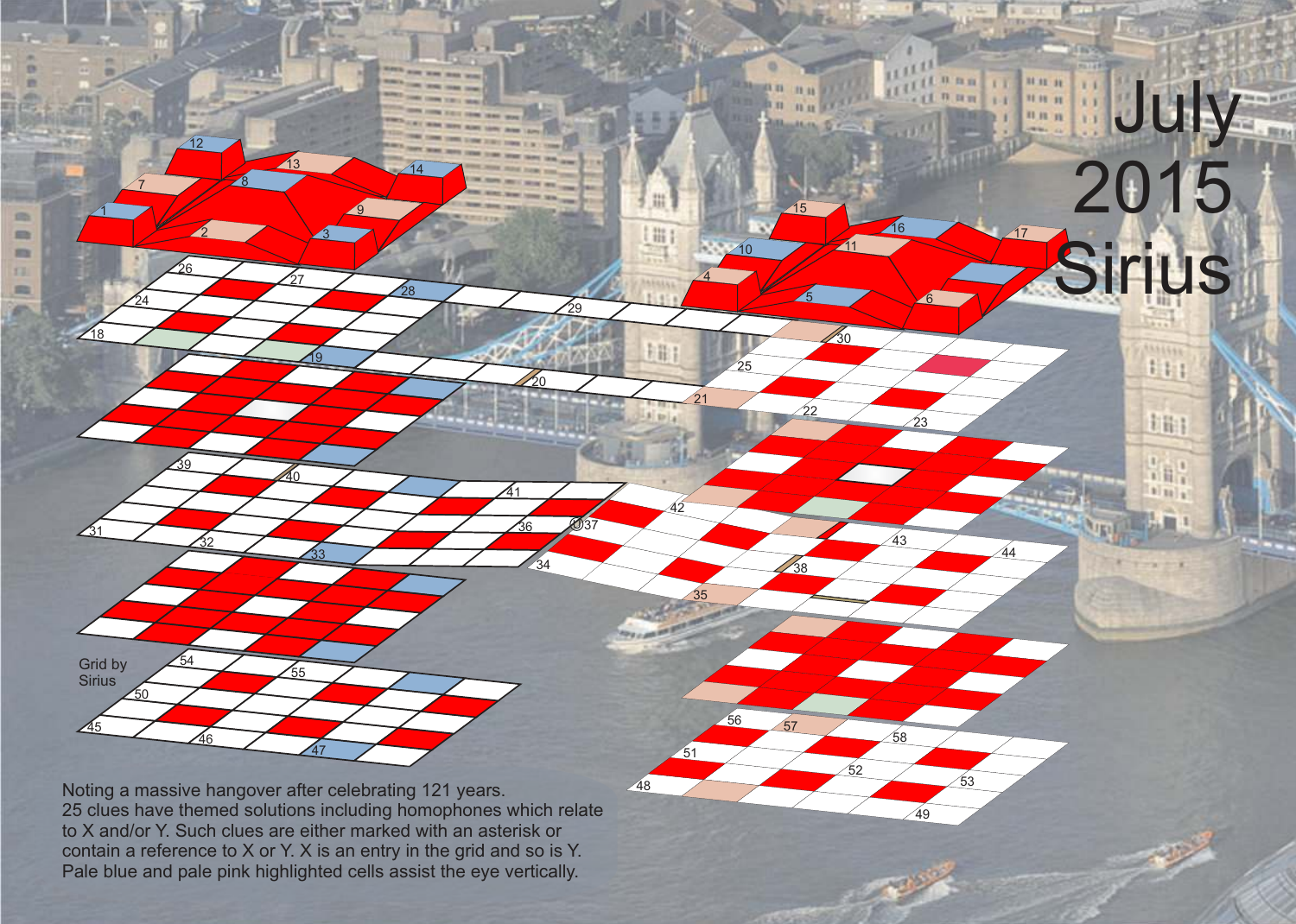# July 2015 Sirius

Grid by Sirius

Noting a massive hangover after celebrating 121 years.
25 clues have themed solutions including homophones which relate to X and/or Y. Such clues are either marked with an asterisk or contain a reference to X or Y. X is an entry in the grid and so is Y.
Pale blue and pale pink highlighted cells assist the eye vertically.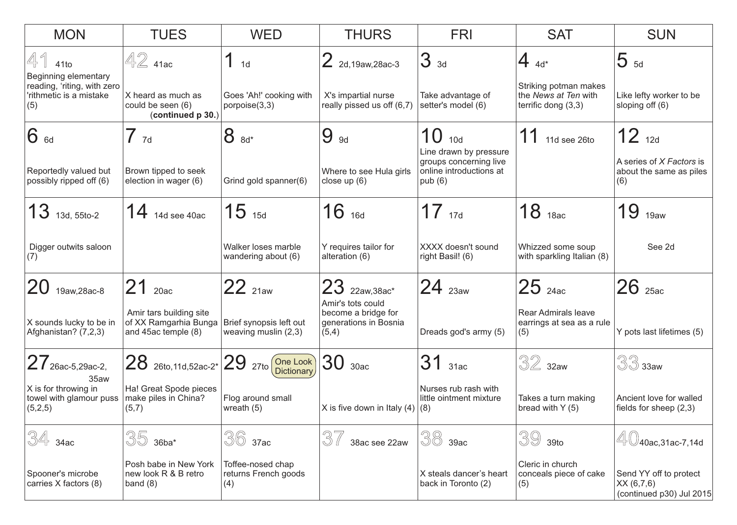| MON | TUES | WED | THURS | FRI | SAT | SUN |
|---|---|---|---|---|---|---|
| 41 41to<br>Beginning elementary reading, 'riting, with zero 'rithmetic is a mistake (5) | 42 41ac<br>X heard as much as could be seen (6)<br>(**continued p 30.**) | 1 1d<br>Goes 'Ah!' cooking with porpoise(3,3) | 2 2d,19aw,28ac-3<br>X's impartial nurse really pissed us off (6,7) | 3 3d<br>Take advantage of setter's model (6) | 4 4d*<br>Striking potman makes the *News at Ten* with terrific dong (3,3) | 5 5d<br>Like lefty worker to be sloping off (6) |
| 6 6d<br>Reportedly valued but possibly ripped off (6) | 7 7d<br>Brown tipped to seek election in wager (6) | 8 8d*<br>Grind gold spanner(6) | 9 9d<br>Where to see Hula girls close up (6) | 10 10d<br>Line drawn by pressure groups concerning live online introductions at pub (6) | 11 11d see 26to | 12 12d<br>A series of *X Factors* is about the same as piles (6) |
| 13 13d, 55to-2<br>Digger outwits saloon (7) | 14 14d see 40ac | 15 15d<br>Walker loses marble wandering about (6) | 16 16d<br>Y requires tailor for alteration (6) | 17 17d<br>XXXX doesn't sound right Basil! (6) | 18 18ac<br>Whizzed some soup with sparkling Italian (8) | 19 19aw<br>See 2d |
| 20 19aw,28ac-8<br>X sounds lucky to be in Afghanistan? (7,2,3) | 21 20ac<br>Amir tars building site of XX Ramgarhia Bunga and 45ac temple (8) | 22 21aw<br>Brief synopsis left out weaving muslin (2,3) | 23 22aw,38ac*<br>Amir's tots could become a bridge for generations in Bosnia (5,4) | 24 23aw<br>Dreads god's army (5) | 25 24ac<br>Rear Admirals leave earrings at sea as a rule (5) | 26 25ac<br>Y pots last lifetimes (5) |
| 27 26ac-5,29ac-2, 35aw<br>X is for throwing in towel with glamour puss (5,2,5) | 28 26to,11d,52ac-2*<br>Ha! Great Spode pieces make piles in China? (5,7) | 29 27to One Look Dictionary<br>Flog around small wreath (5) | 30 30ac<br>X is five down in Italy (4) | 31 31ac<br>Nurses rub rash with little ointment mixture (8) | 32 32aw<br>Takes a turn making bread with Y (5) | 33 33aw<br>Ancient love for walled fields for sheep (2,3) |
| 34 34ac<br>Spooner's microbe carries X factors (8) | 35 36ba*<br>Posh babe in New York new look R & B retro band (8) | 36 37ac<br>Toffee-nosed chap returns French goods (4) | 37 38ac see 22aw | 38 39ac<br>X steals dancer's heart back in Toronto (2) | 39 39to<br>Cleric in church conceals piece of cake (5) | 40 40ac,31ac-7,14d<br>Send YY off to protect XX (6,7,6)<br>(continued p30) Jul 2015 |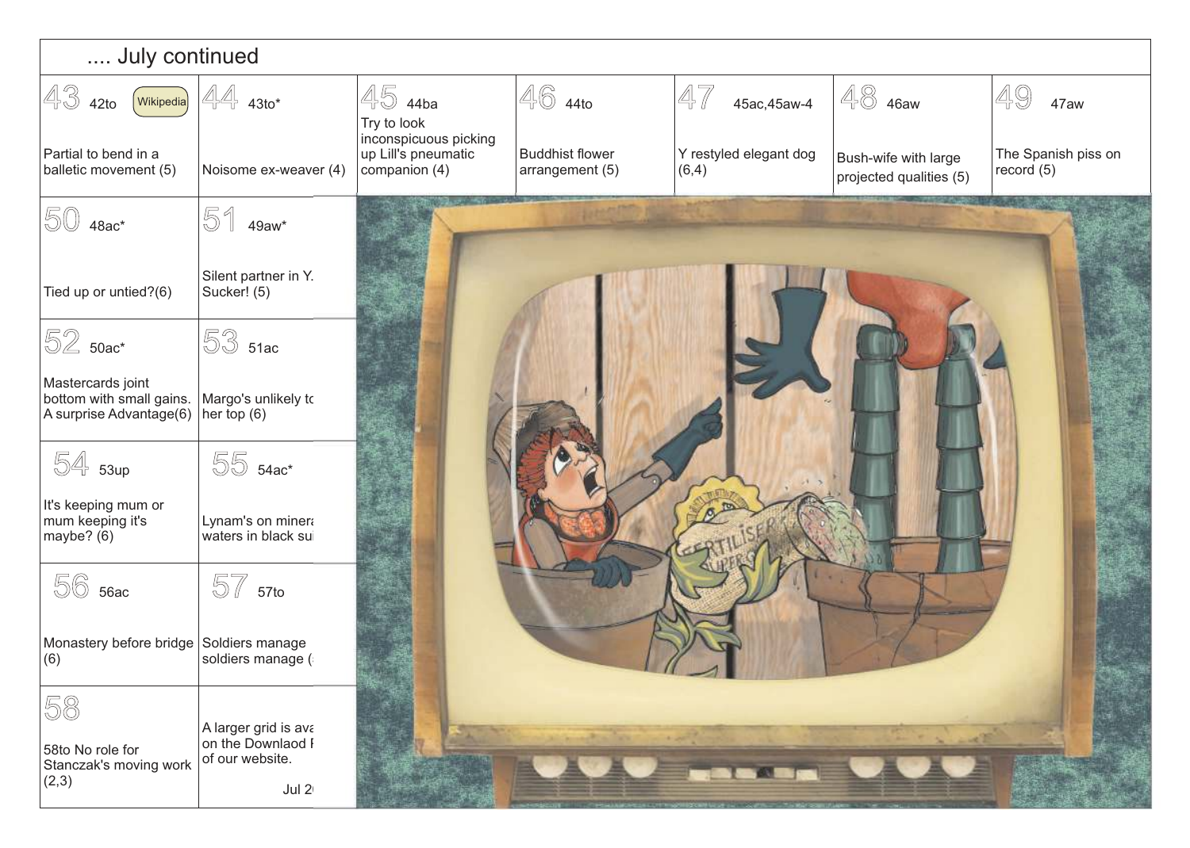.... July continued

| | | | | | | |
|---|---|---|---|---|---|---|
| 43 42to Wikipedia<br><br>Partial to bend in a balletic movement (5) | 44 43to*<br><br>Noisome ex-weaver (4) | 45 44ba<br>Try to look inconspicuous picking up Lill's pneumatic companion (4) | 46 44to<br><br>Buddhist flower arrangement (5) | 47 45ac,45aw-4<br><br>Y restyled elegant dog (6,4) | 48 46aw<br><br>Bush-wife with large projected qualities (5) | 49 47aw<br><br>The Spanish piss on record (5) |
| 50 48ac*<br><br>Tied up or untied?(6) | 51 49aw*<br><br>Silent partner in Y. Sucker! (5) | | | | | |
| 52 50ac*<br><br>Mastercards joint bottom with small gains. A surprise Advantage(6) | 53 51ac<br><br>Margo's unlikely tc her top (6) | | | | | |
| 54 53up<br><br>It's keeping mum or mum keeping it's maybe? (6) | 55 54ac*<br><br>Lynam's on miner waters in black su | | | | | |
| 56 56ac<br><br>Monastery before bridge (6) | 57 57to<br><br>Soldiers manage soldiers manage ( | | | | | |
| 58<br><br>58to No role for Stanczak's moving work (2,3) | A larger grid is ava on the Downlaod I of our website.<br><br>Jul 2 | | | | | |